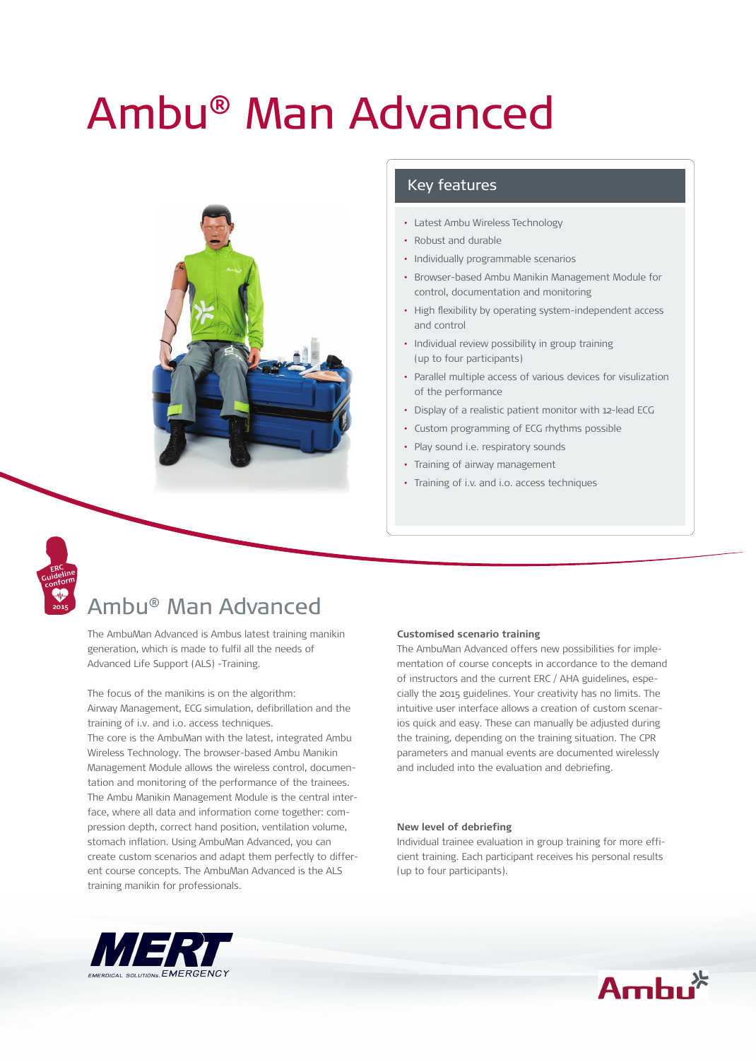# Ambu® Man Advanced

## Key features

- Latest Ambu Wireless Technology
- Robust and durable
- Individually programmable scenarios
- Browser-based Ambu Manikin Management Module for control, documentation and monitoring
- High flexibility by operating system-independent access and control
- Individual review possibility in group training (up to four participants)
- Parallel multiple access of various devices for visulization of the performance
- Display of a realistic patient monitor with 12-lead ECG
- Custom programming of ECG rhythms possible
- Play sound i.e. respiratory sounds
- Training of airway management
- Training of i.v. and i.o. access techniques

ERC Guideline conform 2015

## Ambu® Man Advanced

The AmbuMan Advanced is Ambus latest training manikin generation, which is made to fulfil all the needs of Advanced Life Support (ALS) -Training.

The focus of the manikins is on the algorithm: Airway Management, ECG simulation, defibrillation and the training of i.v. and i.o. access techniques.
The core is the AmbuMan with the latest, integrated Ambu Wireless Technology. The browser-based Ambu Manikin Management Module allows the wireless control, documentation and monitoring of the performance of the trainees. The Ambu Manikin Management Module is the central interface, where all data and information come together: compression depth, correct hand position, ventilation volume, stomach inflation. Using AmbuMan Advanced, you can create custom scenarios and adapt them perfectly to different course concepts. The AmbuMan Advanced is the ALS training manikin for professionals.

**Customised scenario training**

The AmbuMan Advanced offers new possibilities for implementation of course concepts in accordance to the demand of instructors and the current ERC / AHA guidelines, especially the 2015 guidelines. Your creativity has no limits. The intuitive user interface allows a creation of custom scenarios quick and easy. These can manually be adjusted during the training, depending on the training situation. The CPR parameters and manual events are documented wirelessly and included into the evaluation and debriefing.

**New level of debriefing**

Individual trainee evaluation in group training for more efficient training. Each participant receives his personal results (up to four participants).

MERT EMERDICAL SOLUTIONS EMERGENCY

Ambu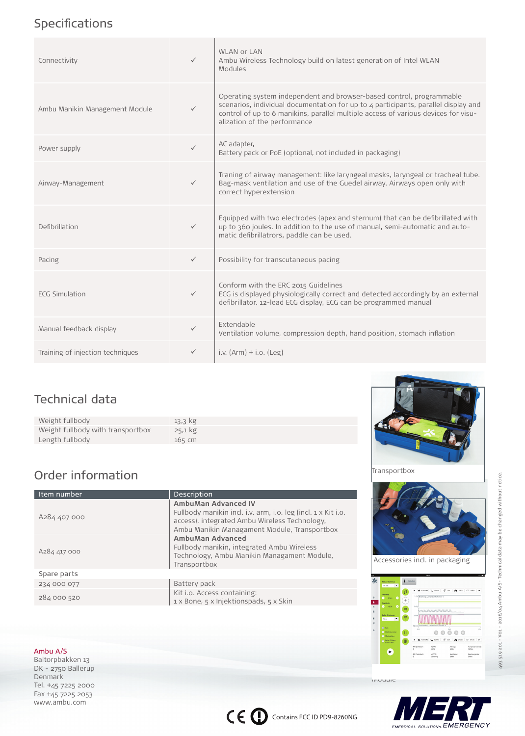## Specifications

| | | |
|---|---|---|
| Connectivity | ✓ | WLAN or LAN<br>Ambu Wireless Technology build on latest generation of Intel WLAN Modules |
| Ambu Manikin Management Module | ✓ | Operating system independent and browser-based control, programmable scenarios, individual documentation for up to 4 participants, parallel display and control of up to 6 manikins, parallel multiple access of various devices for visu­alization of the performance |
| Power supply | ✓ | AC adapter,<br>Battery pack or PoE (optional, not included in packaging) |
| Airway-Management | ✓ | Traning of airway management: like laryngeal masks, laryngeal or tracheal tube. Bag-mask ventilation and use of the Guedel airway. Airways open only with correct hyperextension |
| Defibrillation | ✓ | Equipped with two electrodes (apex and sternum) that can be defibrillated with up to 360 joules. In addition to the use of manual, semi-automatic and auto­matic defibrillatrors, paddle can be used. |
| Pacing | ✓ | Possibility for transcutaneous pacing |
| ECG Simulation | ✓ | Conform with the ERC 2015 Guidelines<br>ECG is displayed physiologically correct and detected accordingly by an external defibrillator. 12-lead ECG display, ECG can be programmed manual |
| Manual feedback display | ✓ | Extendable<br>Ventilation volume, compression depth, hand position, stomach inflation |
| Training of injection techniques | ✓ | i.v. (Arm) + i.o. (Leg) |

## Technical data

| | |
|---|---|
| Weight fullbody | 13,3 kg |
| Weight fullbody with transportbox | 25,1 kg |
| Length fullbody | 165 cm |

Transportbox

Accessories incl. in packaging

Module

## Order information

| Item number | Description |
|---|---|
| A284 407 000 | **AmbuMan Advanced IV**<br>Fullbody manikin incl. i.v. arm, i.o. leg (incl. 1 x Kit i.o. access), integrated Ambu Wireless Technology, Ambu Manikin Managament Module, Transportbox |
| A284 417 000 | **AmbuMan Advanced**<br>Fullbody manikin, integrated Ambu Wireless Technology, Ambu Manikin Managament Module, Transportbox |
| Spare parts | |
| 234 000 077 | Battery pack |
| 284 000 520 | Kit i.o. Access containing:<br>1 x Bone, 5 x Injektionspads, 5 x Skin |

**Ambu A/S**
Baltorpbakken 13
DK - 2750 Ballerup
Denmark
Tel. +45 7225 2000
Fax +45 7225 2053
www.ambu.com

Contains FCC ID PD9-8260NG

493 519 201 - V01 - 2016/04 Ambu A/S - Technical data may be changed without notice.

MERT EMERDICAL SOLUTIONS EMERGENCY